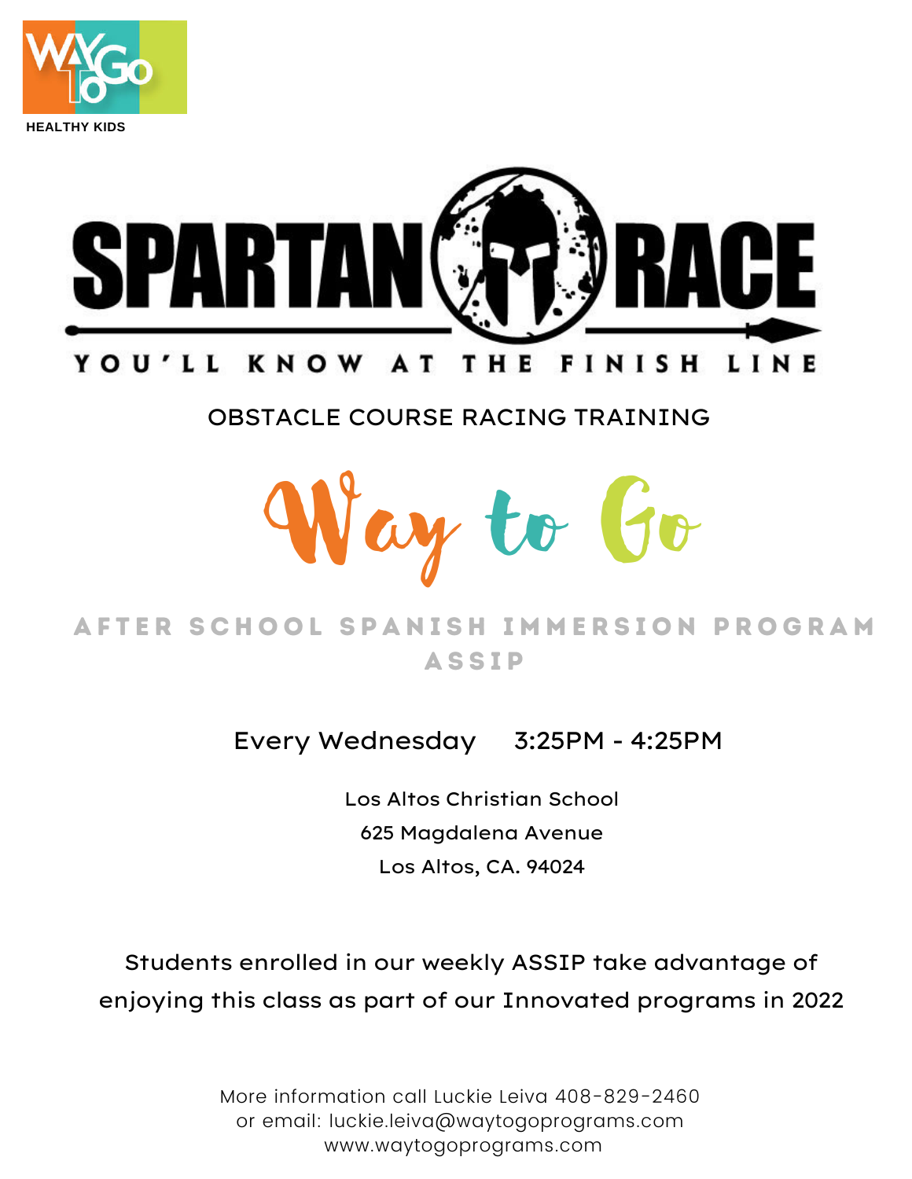WAY TO GO

HEALTHY KIDS

# SPARTAN RACE

YOU'LL KNOW AT THE FINISH LINE

## OBSTACLE COURSE RACING TRAINING

# Way to Go

## AFTER SCHOOL SPANISH IMMERSION PROGRAM ASSIP

**Every Wednesday 3:25PM - 4:25PM**

Los Altos Christian School
625 Magdalena Avenue
Los Altos, CA. 94024

Students enrolled in our weekly ASSIP take advantage of enjoying this class as part of our Innovated programs in 2022

More information call Luckie Leiva 408-829-2460
or email: luckie.leiva@waytogoprograms.com
www.waytogoprograms.com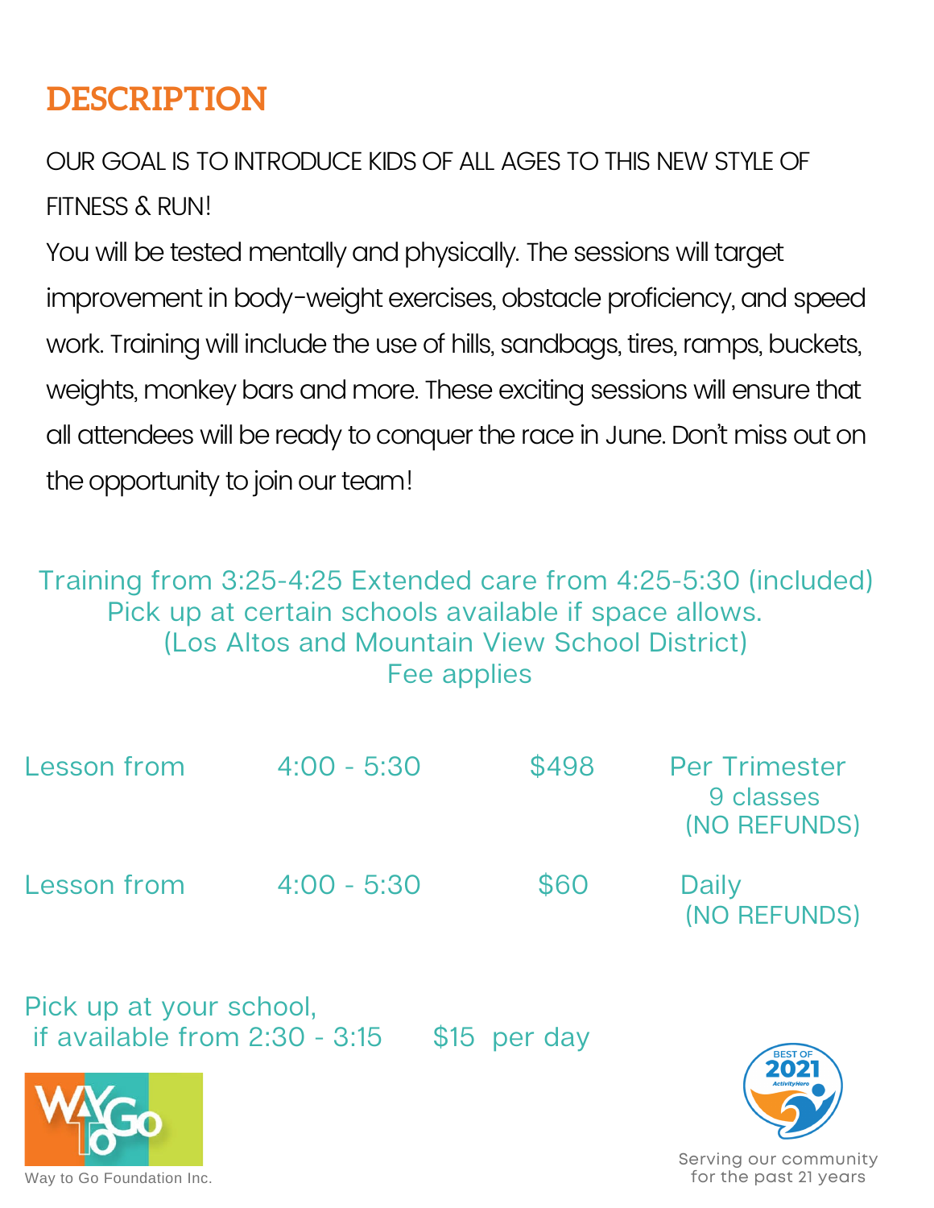## DESCRIPTION

OUR GOAL IS TO INTRODUCE KIDS OF ALL AGES TO THIS NEW STYLE OF FITNESS & RUN!

You will be tested mentally and physically. The sessions will target improvement in body-weight exercises, obstacle proficiency, and speed work. Training will include the use of hills, sandbags, tires, ramps, buckets, weights, monkey bars and more. These exciting sessions will ensure that all attendees will be ready to conquer the race in June. Don't miss out on the opportunity to join our team!

Training from 3:25-4:25 Extended care from 4:25-5:30 (included)
Pick up at certain schools available if space allows.
(Los Altos and Mountain View School District)
Fee applies

| | | | |
|---|---|---|---|
| Lesson from | 4:00 - 5:30 | $498 | Per Trimester 9 classes (NO REFUNDS) |
| Lesson from | 4:00 - 5:30 | $60 | Daily (NO REFUNDS) |

Pick up at your school,
if available from 2:30 - 3:15 $15 per day

Way to Go Foundation Inc.

BEST OF 2021 ActivityHero

Serving our community for the past 21 years